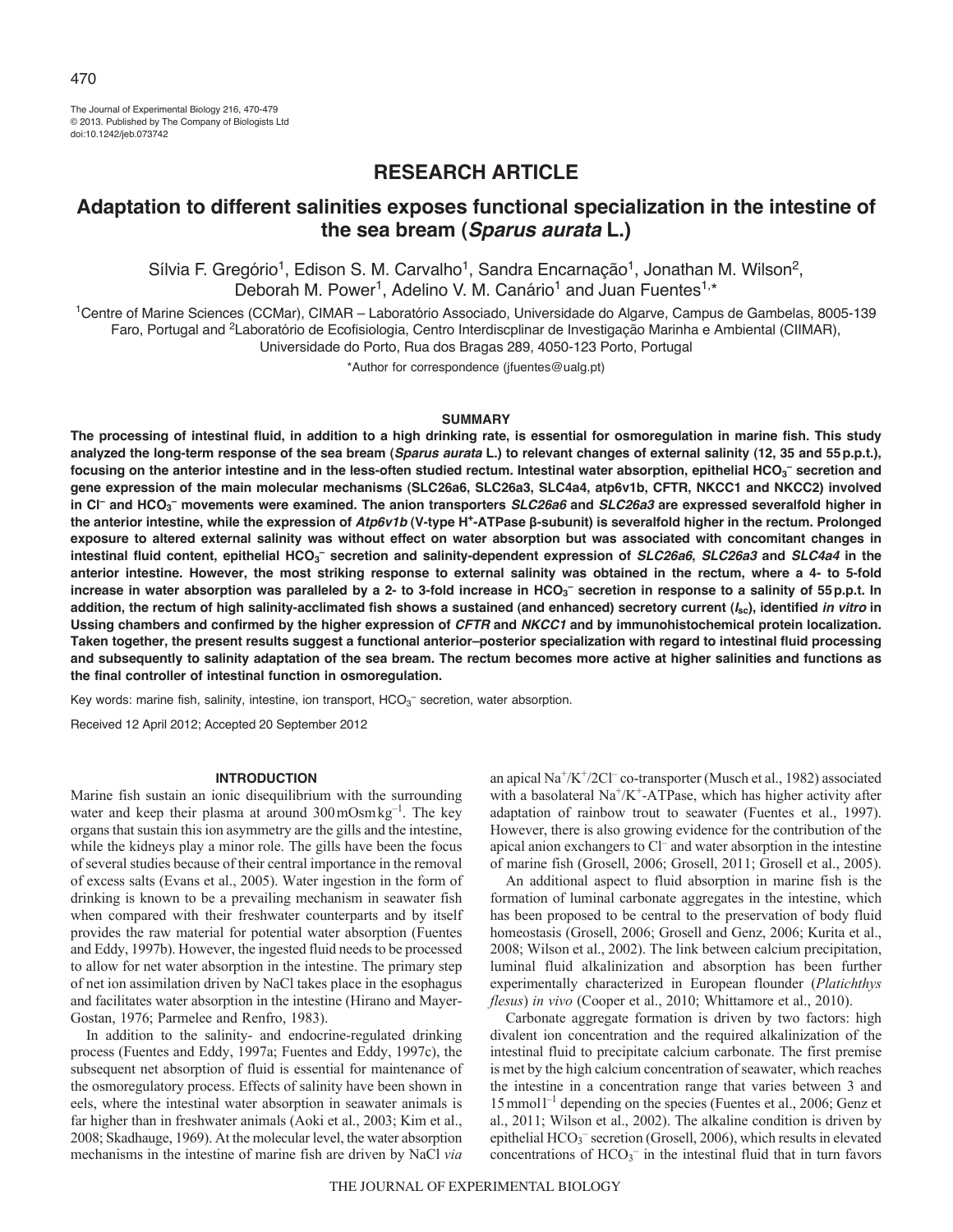The Journal of Experimental Biology 216, 470-479
© 2013. Published by The Company of Biologists Ltd
doi:10.1242/jeb.073742

## RESEARCH ARTICLE

# Adaptation to different salinities exposes functional specialization in the intestine of the sea bream (*Sparus aurata* L.)

Sílvia F. Gregório[1], Edison S. M. Carvalho[1], Sandra Encarnação[1], Jonathan M. Wilson[2], Deborah M. Power[1], Adelino V. M. Canário[1] and Juan Fuentes[1,*]

[1]Centre of Marine Sciences (CCMar), CIMAR – Laboratório Associado, Universidade do Algarve, Campus de Gambelas, 8005-139 Faro, Portugal and [2]Laboratório de Ecofisiologia, Centro Interdiscplinar de Investigação Marinha e Ambiental (CIIMAR), Universidade do Porto, Rua dos Bragas 289, 4050-123 Porto, Portugal

*Author for correspondence (jfuentes@ualg.pt)

### SUMMARY

**The processing of intestinal fluid, in addition to a high drinking rate, is essential for osmoregulation in marine fish. This study analyzed the long-term response of the sea bream (*Sparus aurata* L.) to relevant changes of external salinity (12, 35 and 55 p.p.t.), focusing on the anterior intestine and in the less-often studied rectum. Intestinal water absorption, epithelial $HCO_3^-$ secretion and gene expression of the main molecular mechanisms (SLC26a6, SLC26a3, SLC4a4, atp6v1b, CFTR, NKCC1 and NKCC2) involved in $Cl^-$ and $HCO_3^-$ movements were examined. The anion transporters *SLC26a6* and *SLC26a3* are expressed severalfold higher in the anterior intestine, while the expression of *Atp6v1b* (V-type $H^+$-ATPase β-subunit) is severalfold higher in the rectum. Prolonged exposure to altered external salinity was without effect on water absorption but was associated with concomitant changes in intestinal fluid content, epithelial $HCO_3^-$ secretion and salinity-dependent expression of *SLC26a6*, *SLC26a3* and *SLC4a4* in the anterior intestine. However, the most striking response to external salinity was obtained in the rectum, where a 4- to 5-fold increase in water absorption was paralleled by a 2- to 3-fold increase in $HCO_3^-$ secretion in response to a salinity of 55 p.p.t. In addition, the rectum of high salinity-acclimated fish shows a sustained (and enhanced) secretory current ($I_{sc}$), identified *in vitro* in Ussing chambers and confirmed by the higher expression of *CFTR* and *NKCC1* and by immunohistochemical protein localization. Taken together, the present results suggest a functional anterior–posterior specialization with regard to intestinal fluid processing and subsequently to salinity adaptation of the sea bream. The rectum becomes more active at higher salinities and functions as the final controller of intestinal function in osmoregulation.**

Key words: marine fish, salinity, intestine, ion transport, $HCO_3^-$ secretion, water absorption.

Received 12 April 2012; Accepted 20 September 2012

### INTRODUCTION

Marine fish sustain an ionic disequilibrium with the surrounding water and keep their plasma at around 300 mOsm kg$^{-1}$. The key organs that sustain this ion asymmetry are the gills and the intestine, while the kidneys play a minor role. The gills have been the focus of several studies because of their central importance in the removal of excess salts (Evans et al., 2005). Water ingestion in the form of drinking is known to be a prevailing mechanism in seawater fish when compared with their freshwater counterparts and by itself provides the raw material for potential water absorption (Fuentes and Eddy, 1997b). However, the ingested fluid needs to be processed to allow for net water absorption in the intestine. The primary step of net ion assimilation driven by NaCl takes place in the esophagus and facilitates water absorption in the intestine (Hirano and Mayer-Gostan, 1976; Parmelee and Renfro, 1983).

In addition to the salinity- and endocrine-regulated drinking process (Fuentes and Eddy, 1997a; Fuentes and Eddy, 1997c), the subsequent net absorption of fluid is essential for maintenance of the osmoregulatory process. Effects of salinity have been shown in eels, where the intestinal water absorption in seawater animals is far higher than in freshwater animals (Aoki et al., 2003; Kim et al., 2008; Skadhauge, 1969). At the molecular level, the water absorption mechanisms in the intestine of marine fish are driven by NaCl *via* an apical $Na^+/K^+/2Cl^-$ co-transporter (Musch et al., 1982) associated with a basolateral $Na^+/K^+$-ATPase, which has higher activity after adaptation of rainbow trout to seawater (Fuentes et al., 1997). However, there is also growing evidence for the contribution of the apical anion exchangers to $Cl^-$ and water absorption in the intestine of marine fish (Grosell, 2006; Grosell, 2011; Grosell et al., 2005).

An additional aspect to fluid absorption in marine fish is the formation of luminal carbonate aggregates in the intestine, which has been proposed to be central to the preservation of body fluid homeostasis (Grosell, 2006; Grosell and Genz, 2006; Kurita et al., 2008; Wilson et al., 2002). The link between calcium precipitation, luminal fluid alkalinization and absorption has been further experimentally characterized in European flounder (*Platichthys flesus*) *in vivo* (Cooper et al., 2010; Whittamore et al., 2010).

Carbonate aggregate formation is driven by two factors: high divalent ion concentration and the required alkalinization of the intestinal fluid to precipitate calcium carbonate. The first premise is met by the high calcium concentration of seawater, which reaches the intestine in a concentration range that varies between 3 and 15 mmol l$^{-1}$ depending on the species (Fuentes et al., 2006; Genz et al., 2011; Wilson et al., 2002). The alkaline condition is driven by epithelial $HCO_3^-$ secretion (Grosell, 2006), which results in elevated concentrations of $HCO_3^-$ in the intestinal fluid that in turn favors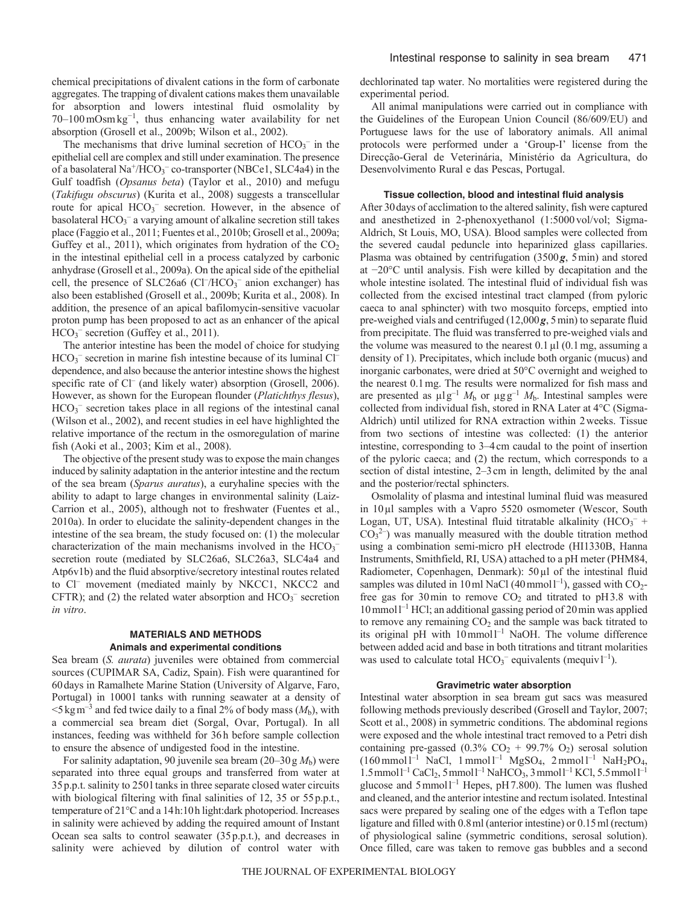chemical precipitations of divalent cations in the form of carbonate aggregates. The trapping of divalent cations makes them unavailable for absorption and lowers intestinal fluid osmolality by 70–100 mOsm $kg^{-1}$, thus enhancing water availability for net absorption (Grosell et al., 2009b; Wilson et al., 2002).

The mechanisms that drive luminal secretion of $HCO_3^-$ in the epithelial cell are complex and still under examination. The presence of a basolateral $Na^+/HCO_3^-$ co-transporter (NBCe1, SLC4a4) in the Gulf toadfish (*Opsanus beta*) (Taylor et al., 2010) and mefugu (*Takifugu obscurus*) (Kurita et al., 2008) suggests a transcellular route for apical $HCO_3^-$ secretion. However, in the absence of basolateral $HCO_3^-$ a varying amount of alkaline secretion still takes place (Faggio et al., 2011; Fuentes et al., 2010b; Grosell et al., 2009a; Guffey et al., 2011), which originates from hydration of the $CO_2$ in the intestinal epithelial cell in a process catalyzed by carbonic anhydrase (Grosell et al., 2009a). On the apical side of the epithelial cell, the presence of SLC26a6 ($Cl^-/HCO_3^-$ anion exchanger) has also been established (Grosell et al., 2009b; Kurita et al., 2008). In addition, the presence of an apical bafilomycin-sensitive vacuolar proton pump has been proposed to act as an enhancer of the apical $HCO_3^-$ secretion (Guffey et al., 2011).

The anterior intestine has been the model of choice for studying $HCO_3^-$ secretion in marine fish intestine because of its luminal $Cl^-$ dependence, and also because the anterior intestine shows the highest specific rate of $Cl^-$ (and likely water) absorption (Grosell, 2006). However, as shown for the European flounder (*Platichthys flesus*), $HCO_3^-$ secretion takes place in all regions of the intestinal canal (Wilson et al., 2002), and recent studies in eel have highlighted the relative importance of the rectum in the osmoregulation of marine fish (Aoki et al., 2003; Kim et al., 2008).

The objective of the present study was to expose the main changes induced by salinity adaptation in the anterior intestine and the rectum of the sea bream (*Sparus auratus*), a euryhaline species with the ability to adapt to large changes in environmental salinity (Laiz-Carrion et al., 2005), although not to freshwater (Fuentes et al., 2010a). In order to elucidate the salinity-dependent changes in the intestine of the sea bream, the study focused on: (1) the molecular characterization of the main mechanisms involved in the $HCO_3^-$ secretion route (mediated by SLC26a6, SLC26a3, SLC4a4 and Atp6v1b) and the fluid absorptive/secretory intestinal routes related to $Cl^-$ movement (mediated mainly by NKCC1, NKCC2 and CFTR); and (2) the related water absorption and $HCO_3^-$ secretion *in vitro*.

## MATERIALS AND METHODS

### Animals and experimental conditions

Sea bream (*S. aurata*) juveniles were obtained from commercial sources (CUPIMAR SA, Cadiz, Spain). Fish were quarantined for 60 days in Ramalhete Marine Station (University of Algarve, Faro, Portugal) in 1000 l tanks with running seawater at a density of $<5\,kg\,m^{-3}$ and fed twice daily to a final 2% of body mass ($M_b$), with a commercial sea bream diet (Sorgal, Ovar, Portugal). In all instances, feeding was withheld for 36 h before sample collection to ensure the absence of undigested food in the intestine.

For salinity adaptation, 90 juvenile sea bream (20–30 g $M_b$) were separated into three equal groups and transferred from water at 35 p.p.t. salinity to 250 l tanks in three separate closed water circuits with biological filtering with final salinities of 12, 35 or 55 p.p.t., temperature of 21°C and a 14 h:10 h light:dark photoperiod. Increases in salinity were achieved by adding the required amount of Instant Ocean sea salts to control seawater (35 p.p.t.), and decreases in salinity were achieved by dilution of control water with dechlorinated tap water. No mortalities were registered during the experimental period.

All animal manipulations were carried out in compliance with the Guidelines of the European Union Council (86/609/EU) and Portuguese laws for the use of laboratory animals. All animal protocols were performed under a 'Group-I' license from the Direcção-Geral de Veterinária, Ministério da Agricultura, do Desenvolvimento Rural e das Pescas, Portugal.

### Tissue collection, blood and intestinal fluid analysis

After 30 days of acclimation to the altered salinity, fish were captured and anesthetized in 2-phenoxyethanol (1:5000 vol/vol; Sigma-Aldrich, St Louis, MO, USA). Blood samples were collected from the severed caudal peduncle into heparinized glass capillaries. Plasma was obtained by centrifugation (3500 ***g***, 5 min) and stored at −20°C until analysis. Fish were killed by decapitation and the whole intestine isolated. The intestinal fluid of individual fish was collected from the excised intestinal tract clamped (from pyloric caeca to anal sphincter) with two mosquito forceps, emptied into pre-weighed vials and centrifuged (12,000 ***g***, 5 min) to separate fluid from precipitate. The fluid was transferred to pre-weighed vials and the volume was measured to the nearest 0.1 µl (0.1 mg, assuming a density of 1). Precipitates, which include both organic (mucus) and inorganic carbonates, were dried at 50°C overnight and weighed to the nearest 0.1 mg. The results were normalized for fish mass and are presented as $\mu l\,g^{-1}\,M_b$ or $\mu g\,g^{-1}\,M_b$. Intestinal samples were collected from individual fish, stored in RNA Later at 4°C (Sigma-Aldrich) until utilized for RNA extraction within 2 weeks. Tissue from two sections of intestine was collected: (1) the anterior intestine, corresponding to 3–4 cm caudal to the point of insertion of the pyloric caeca; and (2) the rectum, which corresponds to a section of distal intestine, 2–3 cm in length, delimited by the anal and the posterior/rectal sphincters.

Osmolality of plasma and intestinal luminal fluid was measured in 10 µl samples with a Vapro 5520 osmometer (Wescor, South Logan, UT, USA). Intestinal fluid titratable alkalinity ($HCO_3^- + CO_3^{2-}$) was manually measured with the double titration method using a combination semi-micro pH electrode (HI1330B, Hanna Instruments, Smithfield, RI, USA) attached to a pH meter (PHM84, Radiometer, Copenhagen, Denmark): 50 µl of the intestinal fluid samples was diluted in 10 ml NaCl (40 mmol $l^{-1}$), gassed with $CO_2$-free gas for 30 min to remove $CO_2$ and titrated to pH 3.8 with 10 mmol $l^{-1}$ HCl; an additional gassing period of 20 min was applied to remove any remaining $CO_2$ and the sample was back titrated to its original pH with 10 mmol $l^{-1}$ NaOH. The volume difference between added acid and base in both titrations and titrant molarities was used to calculate total $HCO_3^-$ equivalents (mequiv $l^{-1}$).

### Gravimetric water absorption

Intestinal water absorption in sea bream gut sacs was measured following methods previously described (Grosell and Taylor, 2007; Scott et al., 2008) in symmetric conditions. The abdominal regions were exposed and the whole intestinal tract removed to a Petri dish containing pre-gassed (0.3% $CO_2$ + 99.7% $O_2$) serosal solution (160 mmol $l^{-1}$ NaCl, 1 mmol $l^{-1}$ $MgSO_4$, 2 mmol $l^{-1}$ $NaH_2PO_4$, 1.5 mmol $l^{-1}$ $CaCl_2$, 5 mmol $l^{-1}$ $NaHCO_3$, 3 mmol $l^{-1}$ KCl, 5.5 mmol $l^{-1}$ glucose and 5 mmol $l^{-1}$ Hepes, pH 7.800). The lumen was flushed and cleaned, and the anterior intestine and rectum isolated. Intestinal sacs were prepared by sealing one of the edges with a Teflon tape ligature and filled with 0.8 ml (anterior intestine) or 0.15 ml (rectum) of physiological saline (symmetric conditions, serosal solution). Once filled, care was taken to remove gas bubbles and a second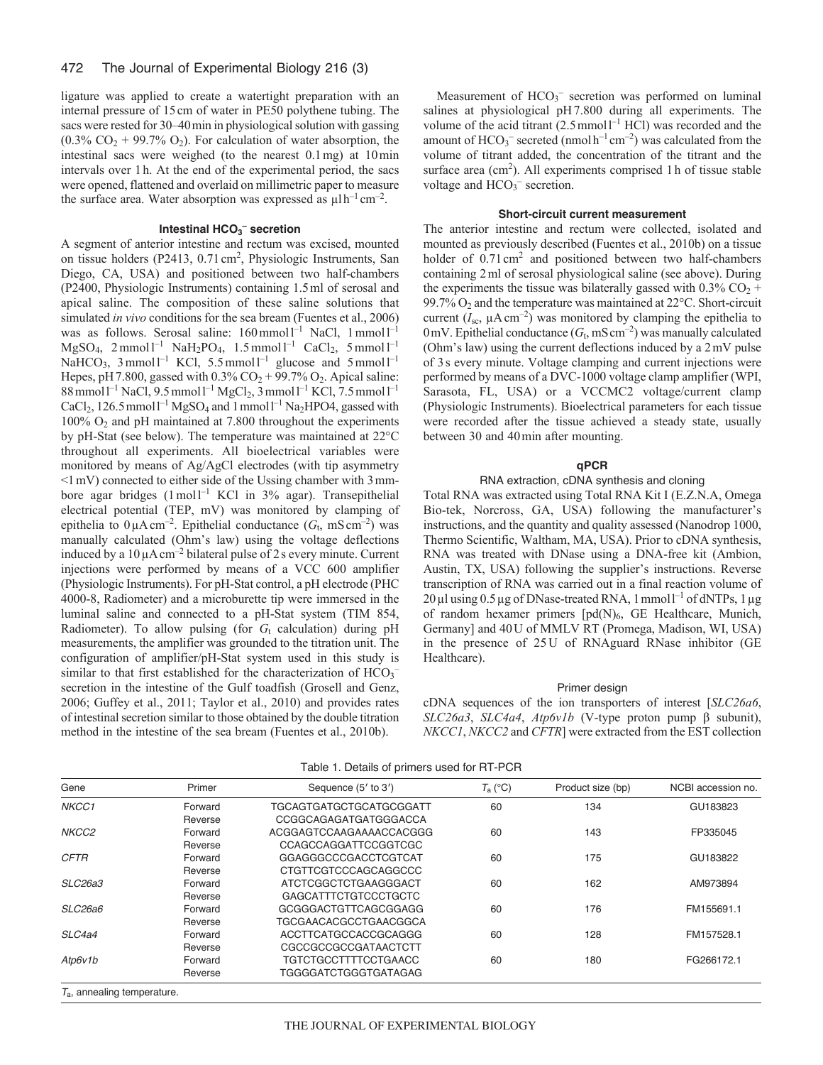ligature was applied to create a watertight preparation with an internal pressure of 15 cm of water in PE50 polythene tubing. The sacs were rested for 30–40 min in physiological solution with gassing (0.3% $CO_2$ + 99.7% $O_2$). For calculation of water absorption, the intestinal sacs were weighed (to the nearest 0.1 mg) at 10 min intervals over 1 h. At the end of the experimental period, the sacs were opened, flattened and overlaid on millimetric paper to measure the surface area. Water absorption was expressed as $\mu l\, h^{-1}\, cm^{-2}$.

### Intestinal $HCO_3^-$ secretion

A segment of anterior intestine and rectum was excised, mounted on tissue holders (P2413, 0.71 $cm^2$, Physiologic Instruments, San Diego, CA, USA) and positioned between two half-chambers (P2400, Physiologic Instruments) containing 1.5 ml of serosal and apical saline. The composition of these saline solutions that simulated *in vivo* conditions for the sea bream (Fuentes et al., 2006) was as follows. Serosal saline: 160 mmol $l^{-1}$ NaCl, 1 mmol $l^{-1}$ $MgSO_4$, 2 mmol $l^{-1}$ $NaH_2PO_4$, 1.5 mmol $l^{-1}$ $CaCl_2$, 5 mmol $l^{-1}$ $NaHCO_3$, 3 mmol $l^{-1}$ KCl, 5.5 mmol $l^{-1}$ glucose and 5 mmol $l^{-1}$ Hepes, pH 7.800, gassed with 0.3% $CO_2$ + 99.7% $O_2$. Apical saline: 88 mmol $l^{-1}$ NaCl, 9.5 mmol $l^{-1}$ $MgCl_2$, 3 mmol $l^{-1}$ KCl, 7.5 mmol $l^{-1}$ $CaCl_2$, 126.5 mmol $l^{-1}$ $MgSO_4$ and 1 mmol $l^{-1}$ $Na_2HPO4$, gassed with 100% $O_2$ and pH maintained at 7.800 throughout the experiments by pH-Stat (see below). The temperature was maintained at 22°C throughout all experiments. All bioelectrical variables were monitored by means of Ag/AgCl electrodes (with tip asymmetry <1 mV) connected to either side of the Ussing chamber with 3 mm-bore agar bridges (1 mol $l^{-1}$ KCl in 3% agar). Transepithelial electrical potential (TEP, mV) was monitored by clamping of epithelia to 0 $\mu A\, cm^{-2}$. Epithelial conductance ($G_t$, $mS\, cm^{-2}$) was manually calculated (Ohm's law) using the voltage deflections induced by a 10 $\mu A\, cm^{-2}$ bilateral pulse of 2 s every minute. Current injections were performed by means of a VCC 600 amplifier (Physiologic Instruments). For pH-Stat control, a pH electrode (PHC 4000-8, Radiometer) and a microburette tip were immersed in the luminal saline and connected to a pH-Stat system (TIM 854, Radiometer). To allow pulsing (for $G_t$ calculation) during pH measurements, the amplifier was grounded to the titration unit. The configuration of amplifier/pH-Stat system used in this study is similar to that first established for the characterization of $HCO_3^-$ secretion in the intestine of the Gulf toadfish (Grosell and Genz, 2006; Guffey et al., 2011; Taylor et al., 2010) and provides rates of intestinal secretion similar to those obtained by the double titration method in the intestine of the sea bream (Fuentes et al., 2010b).

Measurement of $HCO_3^-$ secretion was performed on luminal salines at physiological pH 7.800 during all experiments. The volume of the acid titrant (2.5 mmol $l^{-1}$ HCl) was recorded and the amount of $HCO_3^-$ secreted ($nmol\, h^{-1}\, cm^{-2}$) was calculated from the volume of titrant added, the concentration of the titrant and the surface area ($cm^2$). All experiments comprised 1 h of tissue stable voltage and $HCO_3^-$ secretion.

### Short-circuit current measurement

The anterior intestine and rectum were collected, isolated and mounted as previously described (Fuentes et al., 2010b) on a tissue holder of 0.71 $cm^2$ and positioned between two half-chambers containing 2 ml of serosal physiological saline (see above). During the experiments the tissue was bilaterally gassed with 0.3% $CO_2$ + 99.7% $O_2$ and the temperature was maintained at 22°C. Short-circuit current ($I_{sc}$, $\mu A\, cm^{-2}$) was monitored by clamping the epithelia to 0 mV. Epithelial conductance ($G_t$, $mS\, cm^{-2}$) was manually calculated (Ohm's law) using the current deflections induced by a 2 mV pulse of 3 s every minute. Voltage clamping and current injections were performed by means of a DVC-1000 voltage clamp amplifier (WPI, Sarasota, FL, USA) or a VCCMC2 voltage/current clamp (Physiologic Instruments). Bioelectrical parameters for each tissue were recorded after the tissue achieved a steady state, usually between 30 and 40 min after mounting.

### qPCR

#### RNA extraction, cDNA synthesis and cloning

Total RNA was extracted using Total RNA Kit I (E.Z.N.A, Omega Bio-tek, Norcross, GA, USA) following the manufacturer's instructions, and the quantity and quality assessed (Nanodrop 1000, Thermo Scientific, Waltham, MA, USA). Prior to cDNA synthesis, RNA was treated with DNase using a DNA-free kit (Ambion, Austin, TX, USA) following the supplier's instructions. Reverse transcription of RNA was carried out in a final reaction volume of 20 µl using 0.5 µg of DNase-treated RNA, 1 mmol $l^{-1}$ of dNTPs, 1 µg of random hexamer primers [$pd(N)_6$, GE Healthcare, Munich, Germany] and 40 U of MMLV RT (Promega, Madison, WI, USA) in the presence of 25 U of RNAguard RNase inhibitor (GE Healthcare).

#### Primer design

cDNA sequences of the ion transporters of interest [*SLC26a6*, *SLC26a3*, *SLC4a4*, *Atp6v1b* (V-type proton pump β subunit), *NKCC1*, *NKCC2* and *CFTR*] were extracted from the EST collection

Table 1. Details of primers used for RT-PCR

| Gene | Primer | Sequence (5′ to 3′) | $T_a$ (°C) | Product size (bp) | NCBI accession no. |
|---|---|---|---|---|---|
| *NKCC1* | Forward | TGCAGTGATGCTGCATGCGGATT | 60 | 134 | GU183823 |
| | Reverse | CCGGCAGAGATGATGGGACCA | | | |
| *NKCC2* | Forward | ACGGAGTCCAAGAAAACCACGGG | 60 | 143 | FP335045 |
| | Reverse | CCAGCCAGGATTCCGGTCGC | | | |
| *CFTR* | Forward | GGAGGGCCCGACCTCGTCAT | 60 | 175 | GU183822 |
| | Reverse | CTGTTCGTCCCAGCAGGCCC | | | |
| *SLC26a3* | Forward | ATCTCGGCTCTGAAGGGACT | 60 | 162 | AM973894 |
| | Reverse | GAGCATTTCTGTCCCTGCTC | | | |
| *SLC26a6* | Forward | GCGGGACTGTTCAGCGGAGG | 60 | 176 | FM155691.1 |
| | Reverse | TGCGAACACGCCTGAACGGCA | | | |
| *SLC4a4* | Forward | ACCTTCATGCCACCGCAGGG | 60 | 128 | FM157528.1 |
| | Reverse | CGCCGCCGCCGATAACTCTT | | | |
| *Atp6v1b* | Forward | TGTCTGCCTTTTCCTGAACC | 60 | 180 | FG266172.1 |
| | Reverse | TGGGGATCTGGGTGATAGAG | | | |

$T_a$, annealing temperature.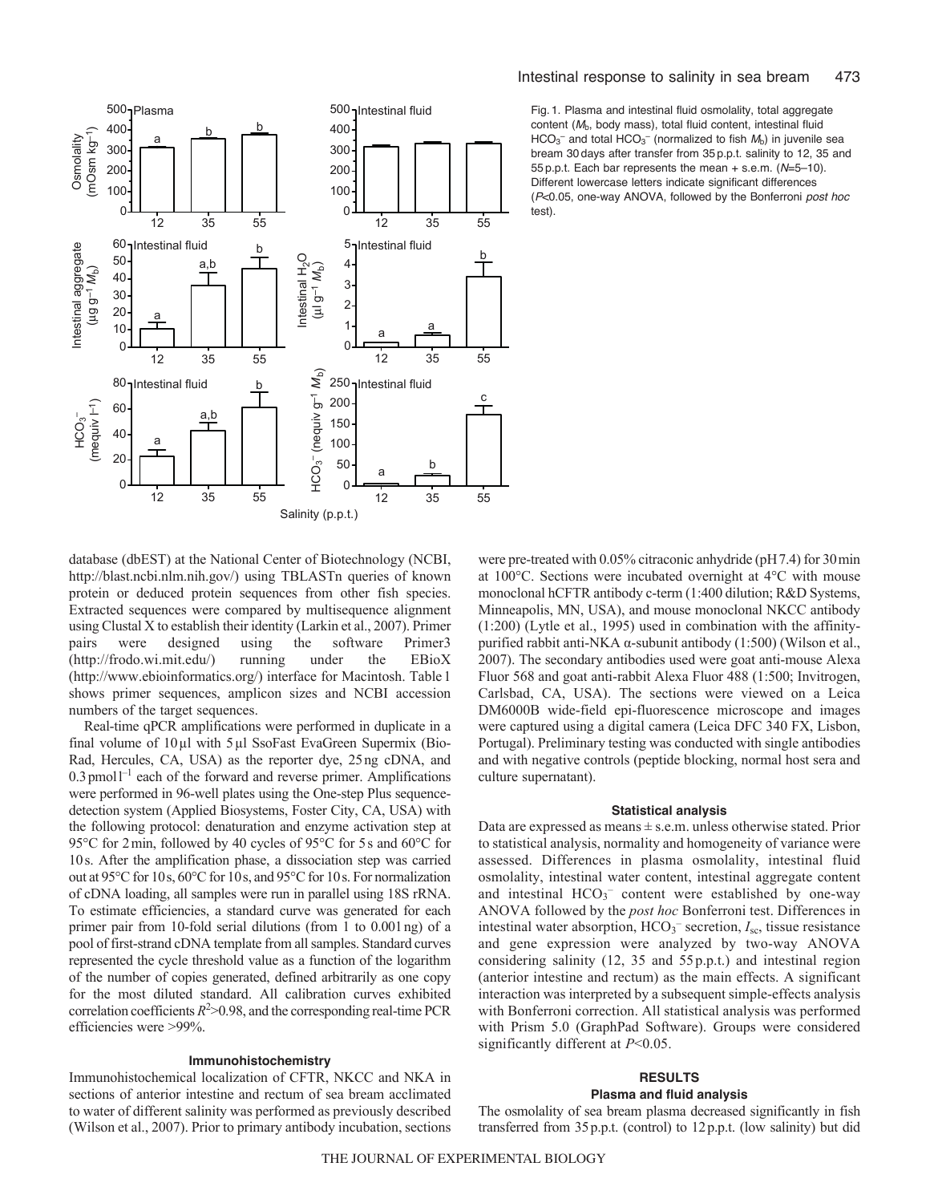Fig. 1. Plasma and intestinal fluid osmolality, total aggregate content ($M_b$, body mass), total fluid content, intestinal fluid $HCO_3^-$ and total $HCO_3^-$ (normalized to fish $M_b$) in juvenile sea bream 30 days after transfer from 35 p.p.t. salinity to 12, 35 and 55 p.p.t. Each bar represents the mean + s.e.m. ($N$=5–10). Different lowercase letters indicate significant differences ($P$<0.05, one-way ANOVA, followed by the Bonferroni *post hoc* test).

database (dbEST) at the National Center of Biotechnology (NCBI, http://blast.ncbi.nlm.nih.gov/) using TBLASTn queries of known protein or deduced protein sequences from other fish species. Extracted sequences were compared by multisequence alignment using Clustal X to establish their identity (Larkin et al., 2007). Primer pairs were designed using the software Primer3 (http://frodo.wi.mit.edu/) running under the EBioX (http://www.ebioinformatics.org/) interface for Macintosh. Table 1 shows primer sequences, amplicon sizes and NCBI accession numbers of the target sequences.

Real-time qPCR amplifications were performed in duplicate in a final volume of 10 µl with 5 µl SsoFast EvaGreen Supermix (Bio-Rad, Hercules, CA, USA) as the reporter dye, 25 ng cDNA, and 0.3 pmol l$^{-1}$ each of the forward and reverse primer. Amplifications were performed in 96-well plates using the One-step Plus sequence-detection system (Applied Biosystems, Foster City, CA, USA) with the following protocol: denaturation and enzyme activation step at 95°C for 2 min, followed by 40 cycles of 95°C for 5 s and 60°C for 10 s. After the amplification phase, a dissociation step was carried out at 95°C for 10 s, 60°C for 10 s, and 95°C for 10 s. For normalization of cDNA loading, all samples were run in parallel using 18S rRNA. To estimate efficiencies, a standard curve was generated for each primer pair from 10-fold serial dilutions (from 1 to 0.001 ng) of a pool of first-strand cDNA template from all samples. Standard curves represented the cycle threshold value as a function of the logarithm of the number of copies generated, defined arbitrarily as one copy for the most diluted standard. All calibration curves exhibited correlation coefficients $R^2$>0.98, and the corresponding real-time PCR efficiencies were >99%.

### Immunohistochemistry

Immunohistochemical localization of CFTR, NKCC and NKA in sections of anterior intestine and rectum of sea bream acclimated to water of different salinity was performed as previously described (Wilson et al., 2007). Prior to primary antibody incubation, sections were pre-treated with 0.05% citraconic anhydride (pH 7.4) for 30 min at 100°C. Sections were incubated overnight at 4°C with mouse monoclonal hCFTR antibody c-term (1:400 dilution; R&D Systems, Minneapolis, MN, USA), and mouse monoclonal NKCC antibody (1:200) (Lytle et al., 1995) used in combination with the affinity-purified rabbit anti-NKA α-subunit antibody (1:500) (Wilson et al., 2007). The secondary antibodies used were goat anti-mouse Alexa Fluor 568 and goat anti-rabbit Alexa Fluor 488 (1:500; Invitrogen, Carlsbad, CA, USA). The sections were viewed on a Leica DM6000B wide-field epi-fluorescence microscope and images were captured using a digital camera (Leica DFC 340 FX, Lisbon, Portugal). Preliminary testing was conducted with single antibodies and with negative controls (peptide blocking, normal host sera and culture supernatant).

### Statistical analysis

Data are expressed as means ± s.e.m. unless otherwise stated. Prior to statistical analysis, normality and homogeneity of variance were assessed. Differences in plasma osmolality, intestinal fluid osmolality, intestinal water content, intestinal aggregate content and intestinal $HCO_3^-$ content were established by one-way ANOVA followed by the *post hoc* Bonferroni test. Differences in intestinal water absorption, $HCO_3^-$ secretion, $I_{sc}$, tissue resistance and gene expression were analyzed by two-way ANOVA considering salinity (12, 35 and 55 p.p.t.) and intestinal region (anterior intestine and rectum) as the main effects. A significant interaction was interpreted by a subsequent simple-effects analysis with Bonferroni correction. All statistical analysis was performed with Prism 5.0 (GraphPad Software). Groups were considered significantly different at $P$<0.05.

## RESULTS

### Plasma and fluid analysis

The osmolality of sea bream plasma decreased significantly in fish transferred from 35 p.p.t. (control) to 12 p.p.t. (low salinity) but did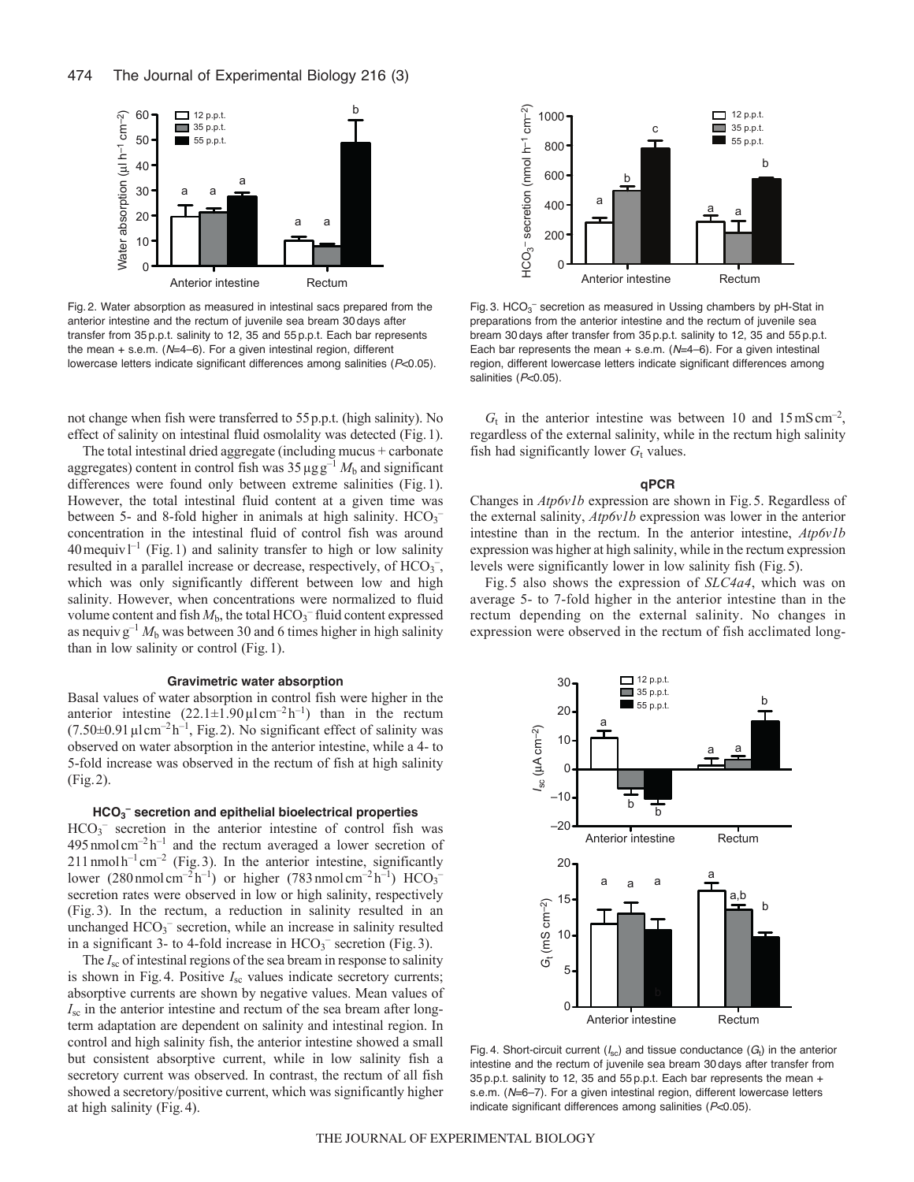Fig. 2. Water absorption as measured in intestinal sacs prepared from the anterior intestine and the rectum of juvenile sea bream 30 days after transfer from 35 p.p.t. salinity to 12, 35 and 55 p.p.t. Each bar represents the mean + s.e.m. ($N$=4–6). For a given intestinal region, different lowercase letters indicate significant differences among salinities ($P$<0.05).

Fig. 3. $HCO_3^-$ secretion as measured in Ussing chambers by pH-Stat in preparations from the anterior intestine and the rectum of juvenile sea bream 30 days after transfer from 35 p.p.t. salinity to 12, 35 and 55 p.p.t. Each bar represents the mean + s.e.m. ($N$=4–6). For a given intestinal region, different lowercase letters indicate significant differences among salinities ($P$<0.05).

not change when fish were transferred to 55 p.p.t. (high salinity). No effect of salinity on intestinal fluid osmolality was detected (Fig. 1).

The total intestinal dried aggregate (including mucus + carbonate aggregates) content in control fish was 35 $\mu g\,g^{-1}$ $M_b$ and significant differences were found only between extreme salinities (Fig. 1). However, the total intestinal fluid content at a given time was between 5- and 8-fold higher in animals at high salinity. $HCO_3^-$ concentration in the intestinal fluid of control fish was around 40 mequiv $l^{-1}$ (Fig. 1) and salinity transfer to high or low salinity resulted in a parallel increase or decrease, respectively, of $HCO_3^-$, which was only significantly different between low and high salinity. However, when concentrations were normalized to fluid volume content and fish $M_b$, the total $HCO_3^-$ fluid content expressed as nequiv $g^{-1}$ $M_b$ was between 30 and 6 times higher in high salinity than in low salinity or control (Fig. 1).

### Gravimetric water absorption

Basal values of water absorption in control fish were higher in the anterior intestine (22.1±1.90 $\mu l\,cm^{-2}\,h^{-1}$) than in the rectum (7.50±0.91 $\mu l\,cm^{-2}\,h^{-1}$, Fig. 2). No significant effect of salinity was observed on water absorption in the anterior intestine, while a 4- to 5-fold increase was observed in the rectum of fish at high salinity (Fig. 2).

### $HCO_3^-$ secretion and epithelial bioelectrical properties

$HCO_3^-$ secretion in the anterior intestine of control fish was 495 $nmol\,cm^{-2}\,h^{-1}$ and the rectum averaged a lower secretion of 211 $nmol\,h^{-1}\,cm^{-2}$ (Fig. 3). In the anterior intestine, significantly lower (280 $nmol\,cm^{-2}\,h^{-1}$) or higher (783 $nmol\,cm^{-2}\,h^{-1}$) $HCO_3^-$ secretion rates were observed in low or high salinity, respectively (Fig. 3). In the rectum, a reduction in salinity resulted in an unchanged $HCO_3^-$ secretion, while an increase in salinity resulted in a significant 3- to 4-fold increase in $HCO_3^-$ secretion (Fig. 3).

The $I_{sc}$ of intestinal regions of the sea bream in response to salinity is shown in Fig. 4. Positive $I_{sc}$ values indicate secretory currents; absorptive currents are shown by negative values. Mean values of $I_{sc}$ in the anterior intestine and rectum of the sea bream after long-term adaptation are dependent on salinity and intestinal region. In control and high salinity fish, the anterior intestine showed a small but consistent absorptive current, while in low salinity fish a secretory current was observed. In contrast, the rectum of all fish showed a secretory/positive current, which was significantly higher at high salinity (Fig. 4).

$G_t$ in the anterior intestine was between 10 and 15 $mS\,cm^{-2}$, regardless of the external salinity, while in the rectum high salinity fish had significantly lower $G_t$ values.

### qPCR

Changes in *Atp6v1b* expression are shown in Fig. 5. Regardless of the external salinity, *Atp6v1b* expression was lower in the anterior intestine than in the rectum. In the anterior intestine, *Atp6v1b* expression was higher at high salinity, while in the rectum expression levels were significantly lower in low salinity fish (Fig. 5).

Fig. 5 also shows the expression of *SLC4a4*, which was on average 5- to 7-fold higher in the anterior intestine than in the rectum depending on the external salinity. No changes in expression were observed in the rectum of fish acclimated long-

Fig. 4. Short-circuit current ($I_{sc}$) and tissue conductance ($G_t$) in the anterior intestine and the rectum of juvenile sea bream 30 days after transfer from 35 p.p.t. salinity to 12, 35 and 55 p.p.t. Each bar represents the mean + s.e.m. ($N$=6–7). For a given intestinal region, different lowercase letters indicate significant differences among salinities ($P$<0.05).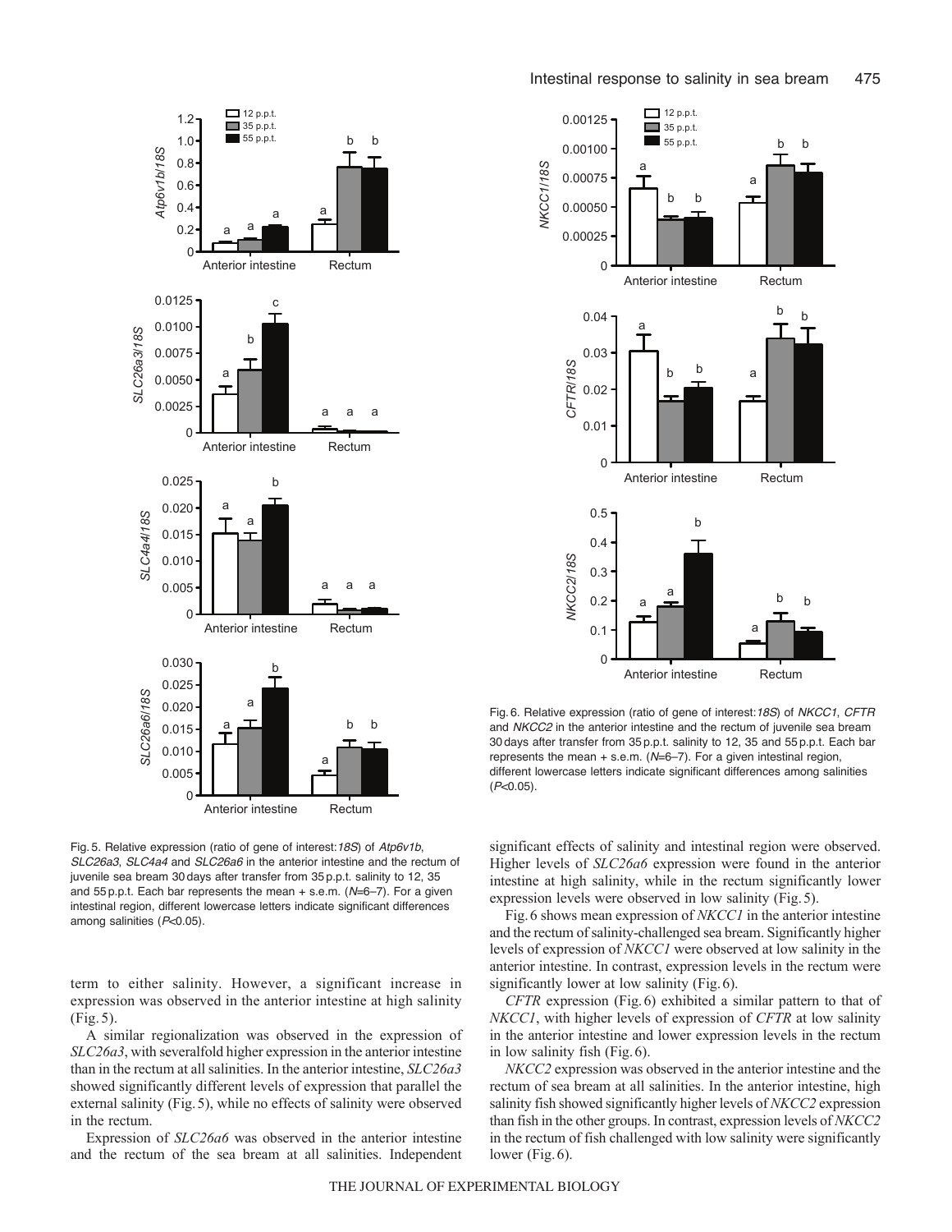Fig. 5. Relative expression (ratio of gene of interest:*18S*) of *Atp6v1b*, *SLC26a3*, *SLC4a4* and *SLC26a6* in the anterior intestine and the rectum of juvenile sea bream 30 days after transfer from 35 p.p.t. salinity to 12, 35 and 55 p.p.t. Each bar represents the mean + s.e.m. ($N$=6–7). For a given intestinal region, different lowercase letters indicate significant differences among salinities ($P$<0.05).

Fig. 6. Relative expression (ratio of gene of interest:*18S*) of *NKCC1*, *CFTR* and *NKCC2* in the anterior intestine and the rectum of juvenile sea bream 30 days after transfer from 35 p.p.t. salinity to 12, 35 and 55 p.p.t. Each bar represents the mean + s.e.m. ($N$=6–7). For a given intestinal region, different lowercase letters indicate significant differences among salinities ($P$<0.05).

term to either salinity. However, a significant increase in expression was observed in the anterior intestine at high salinity (Fig. 5).

A similar regionalization was observed in the expression of *SLC26a3*, with severalfold higher expression in the anterior intestine than in the rectum at all salinities. In the anterior intestine, *SLC26a3* showed significantly different levels of expression that parallel the external salinity (Fig. 5), while no effects of salinity were observed in the rectum.

Expression of *SLC26a6* was observed in the anterior intestine and the rectum of the sea bream at all salinities. Independent significant effects of salinity and intestinal region were observed. Higher levels of *SLC26a6* expression were found in the anterior intestine at high salinity, while in the rectum significantly lower expression levels were observed in low salinity (Fig. 5).

Fig. 6 shows mean expression of *NKCC1* in the anterior intestine and the rectum of salinity-challenged sea bream. Significantly higher levels of expression of *NKCC1* were observed at low salinity in the anterior intestine. In contrast, expression levels in the rectum were significantly lower at low salinity (Fig. 6).

*CFTR* expression (Fig. 6) exhibited a similar pattern to that of *NKCC1*, with higher levels of expression of *CFTR* at low salinity in the anterior intestine and lower expression levels in the rectum in low salinity fish (Fig. 6).

*NKCC2* expression was observed in the anterior intestine and the rectum of sea bream at all salinities. In the anterior intestine, high salinity fish showed significantly higher levels of *NKCC2* expression than fish in the other groups. In contrast, expression levels of *NKCC2* in the rectum of fish challenged with low salinity were significantly lower (Fig. 6).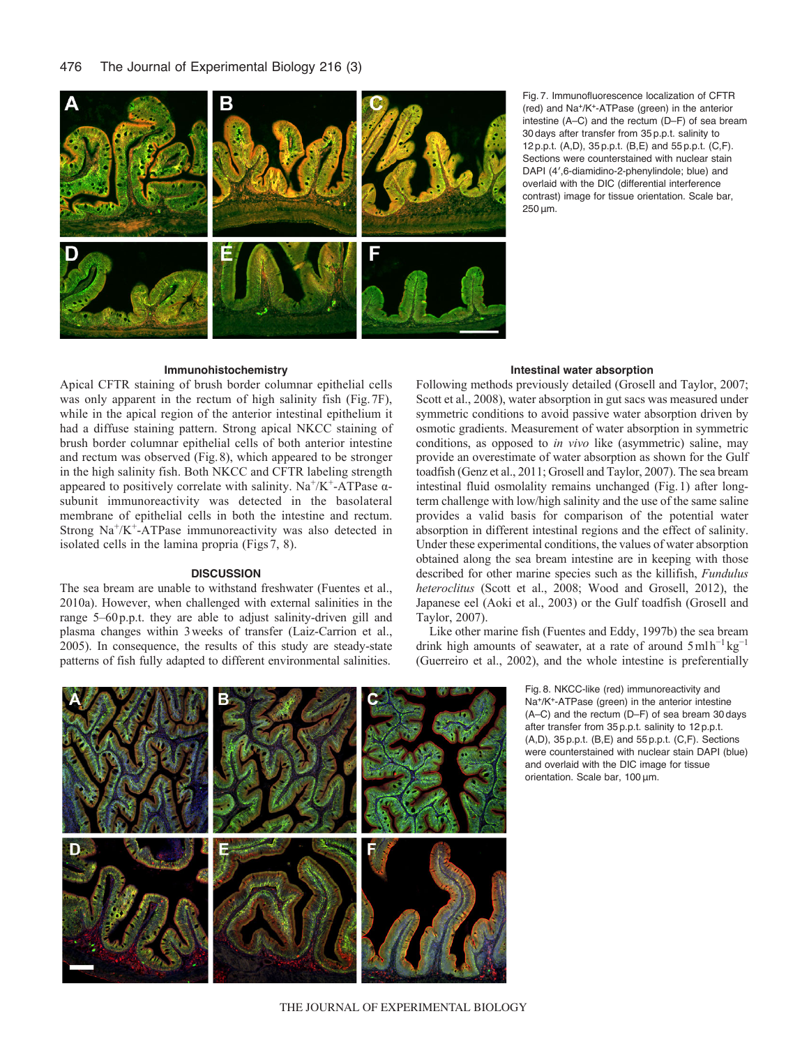Fig. 7. Immunofluorescence localization of CFTR (red) and $Na^+/K^+$-ATPase (green) in the anterior intestine (A–C) and the rectum (D–F) of sea bream 30 days after transfer from 35 p.p.t. salinity to 12 p.p.t. (A,D), 35 p.p.t. (B,E) and 55 p.p.t. (C,F). Sections were counterstained with nuclear stain DAPI (4′,6-diamidino-2-phenylindole; blue) and overlaid with the DIC (differential interference contrast) image for tissue orientation. Scale bar, 250 μm.

### Immunohistochemistry

Apical CFTR staining of brush border columnar epithelial cells was only apparent in the rectum of high salinity fish (Fig. 7F), while in the apical region of the anterior intestinal epithelium it had a diffuse staining pattern. Strong apical NKCC staining of brush border columnar epithelial cells of both anterior intestine and rectum was observed (Fig. 8), which appeared to be stronger in the high salinity fish. Both NKCC and CFTR labeling strength appeared to positively correlate with salinity. $Na^+/K^+$-ATPase α-subunit immunoreactivity was detected in the basolateral membrane of epithelial cells in both the intestine and rectum. Strong $Na^+/K^+$-ATPase immunoreactivity was also detected in isolated cells in the lamina propria (Figs 7, 8).

## DISCUSSION

The sea bream are unable to withstand freshwater (Fuentes et al., 2010a). However, when challenged with external salinities in the range 5–60 p.p.t. they are able to adjust salinity-driven gill and plasma changes within 3 weeks of transfer (Laiz-Carrion et al., 2005). In consequence, the results of this study are steady-state patterns of fish fully adapted to different environmental salinities.

### Intestinal water absorption

Following methods previously detailed (Grosell and Taylor, 2007; Scott et al., 2008), water absorption in gut sacs was measured under symmetric conditions to avoid passive water absorption driven by osmotic gradients. Measurement of water absorption in symmetric conditions, as opposed to *in vivo* like (asymmetric) saline, may provide an overestimate of water absorption as shown for the Gulf toadfish (Genz et al., 2011; Grosell and Taylor, 2007). The sea bream intestinal fluid osmolality remains unchanged (Fig. 1) after long-term challenge with low/high salinity and the use of the same saline provides a valid basis for comparison of the potential water absorption in different intestinal regions and the effect of salinity. Under these experimental conditions, the values of water absorption obtained along the sea bream intestine are in keeping with those described for other marine species such as the killifish, *Fundulus heteroclitus* (Scott et al., 2008; Wood and Grosell, 2012), the Japanese eel (Aoki et al., 2003) or the Gulf toadfish (Grosell and Taylor, 2007).

Like other marine fish (Fuentes and Eddy, 1997b) the sea bream drink high amounts of seawater, at a rate of around $5\,\mathrm{ml\,h^{-1}\,kg^{-1}}$ (Guerreiro et al., 2002), and the whole intestine is preferentially

Fig. 8. NKCC-like (red) immunoreactivity and $Na^+/K^+$-ATPase (green) in the anterior intestine (A–C) and the rectum (D–F) of sea bream 30 days after transfer from 35 p.p.t. salinity to 12 p.p.t. (A,D), 35 p.p.t. (B,E) and 55 p.p.t. (C,F). Sections were counterstained with nuclear stain DAPI (blue) and overlaid with the DIC image for tissue orientation. Scale bar, 100 μm.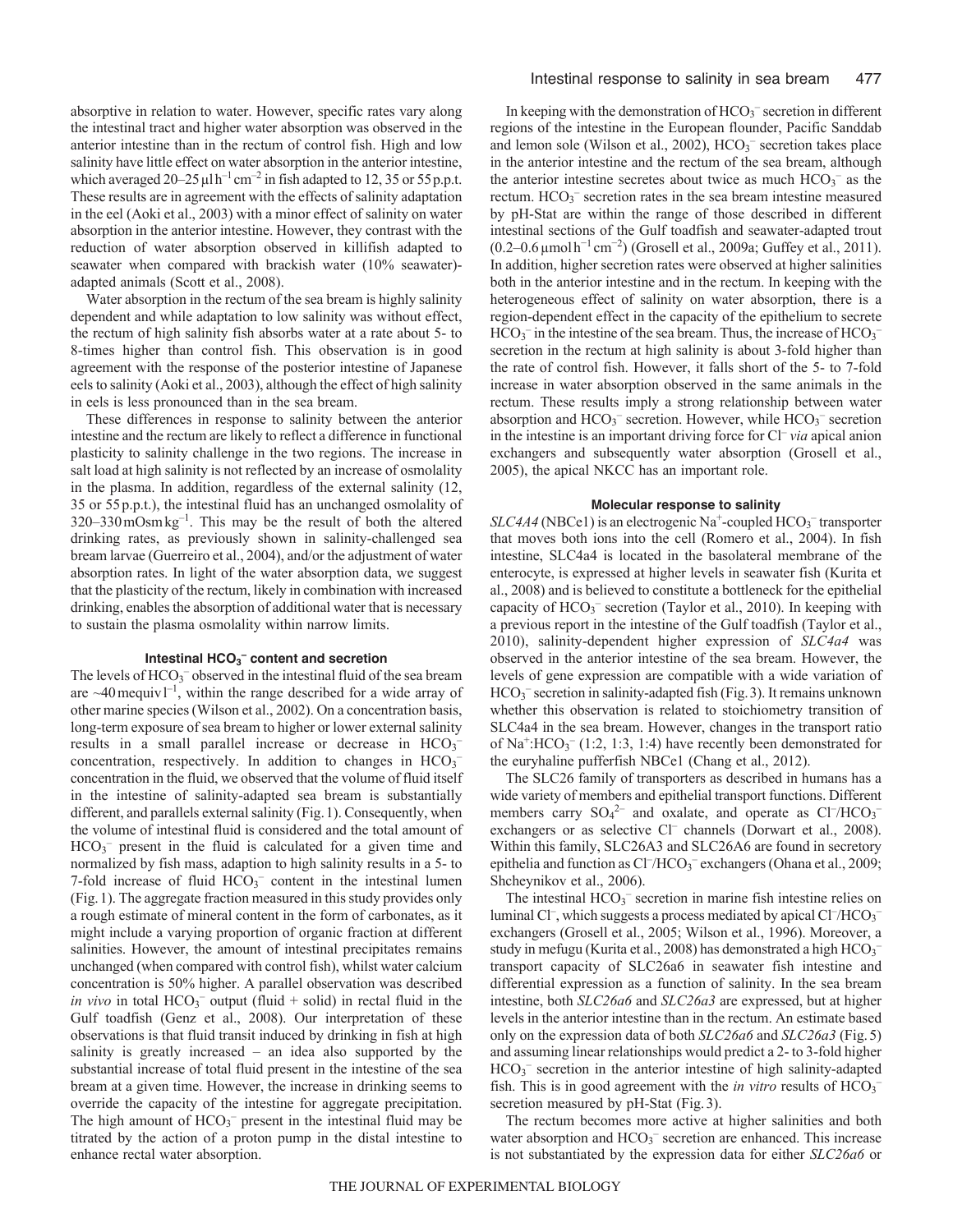absorptive in relation to water. However, specific rates vary along the intestinal tract and higher water absorption was observed in the anterior intestine than in the rectum of control fish. High and low salinity have little effect on water absorption in the anterior intestine, which averaged 20–25 $\mu l\,h^{-1}\,cm^{-2}$ in fish adapted to 12, 35 or 55 p.p.t. These results are in agreement with the effects of salinity adaptation in the eel (Aoki et al., 2003) with a minor effect of salinity on water absorption in the anterior intestine. However, they contrast with the reduction of water absorption observed in killifish adapted to seawater when compared with brackish water (10% seawater)-adapted animals (Scott et al., 2008).

Water absorption in the rectum of the sea bream is highly salinity dependent and while adaptation to low salinity was without effect, the rectum of high salinity fish absorbs water at a rate about 5- to 8-times higher than control fish. This observation is in good agreement with the response of the posterior intestine of Japanese eels to salinity (Aoki et al., 2003), although the effect of high salinity in eels is less pronounced than in the sea bream.

These differences in response to salinity between the anterior intestine and the rectum are likely to reflect a difference in functional plasticity to salinity challenge in the two regions. The increase in salt load at high salinity is not reflected by an increase of osmolality in the plasma. In addition, regardless of the external salinity (12, 35 or 55 p.p.t.), the intestinal fluid has an unchanged osmolality of 320–330 $mOsm\,kg^{-1}$. This may be the result of both the altered drinking rates, as previously shown in salinity-challenged sea bream larvae (Guerreiro et al., 2004), and/or the adjustment of water absorption rates. In light of the water absorption data, we suggest that the plasticity of the rectum, likely in combination with increased drinking, enables the absorption of additional water that is necessary to sustain the plasma osmolality within narrow limits.

### Intestinal $HCO_3^-$ content and secretion

The levels of $HCO_3^-$ observed in the intestinal fluid of the sea bream are ~40 $mequiv\,l^{-1}$, within the range described for a wide array of other marine species (Wilson et al., 2002). On a concentration basis, long-term exposure of sea bream to higher or lower external salinity results in a small parallel increase or decrease in $HCO_3^-$ concentration, respectively. In addition to changes in $HCO_3^-$ concentration in the fluid, we observed that the volume of fluid itself in the intestine of salinity-adapted sea bream is substantially different, and parallels external salinity (Fig. 1). Consequently, when the volume of intestinal fluid is considered and the total amount of $HCO_3^-$ present in the fluid is calculated for a given time and normalized by fish mass, adaption to high salinity results in a 5- to 7-fold increase of fluid $HCO_3^-$ content in the intestinal lumen (Fig. 1). The aggregate fraction measured in this study provides only a rough estimate of mineral content in the form of carbonates, as it might include a varying proportion of organic fraction at different salinities. However, the amount of intestinal precipitates remains unchanged (when compared with control fish), whilst water calcium concentration is 50% higher. A parallel observation was described *in vivo* in total $HCO_3^-$ output (fluid + solid) in rectal fluid in the Gulf toadfish (Genz et al., 2008). Our interpretation of these observations is that fluid transit induced by drinking in fish at high salinity is greatly increased – an idea also supported by the substantial increase of total fluid present in the intestine of the sea bream at a given time. However, the increase in drinking seems to override the capacity of the intestine for aggregate precipitation. The high amount of $HCO_3^-$ present in the intestinal fluid may be titrated by the action of a proton pump in the distal intestine to enhance rectal water absorption.

In keeping with the demonstration of $HCO_3^-$ secretion in different regions of the intestine in the European flounder, Pacific Sanddab and lemon sole (Wilson et al., 2002), $HCO_3^-$ secretion takes place in the anterior intestine and the rectum of the sea bream, although the anterior intestine secretes about twice as much $HCO_3^-$ as the rectum. $HCO_3^-$ secretion rates in the sea bream intestine measured by pH-Stat are within the range of those described in different intestinal sections of the Gulf toadfish and seawater-adapted trout (0.2–0.6 $\mu mol\,h^{-1}\,cm^{-2}$) (Grosell et al., 2009a; Guffey et al., 2011). In addition, higher secretion rates were observed at higher salinities both in the anterior intestine and in the rectum. In keeping with the heterogeneous effect of salinity on water absorption, there is a region-dependent effect in the capacity of the epithelium to secrete $HCO_3^-$ in the intestine of the sea bream. Thus, the increase of $HCO_3^-$ secretion in the rectum at high salinity is about 3-fold higher than the rate of control fish. However, it falls short of the 5- to 7-fold increase in water absorption observed in the same animals in the rectum. These results imply a strong relationship between water absorption and $HCO_3^-$ secretion. However, while $HCO_3^-$ secretion in the intestine is an important driving force for $Cl^-$ *via* apical anion exchangers and subsequently water absorption (Grosell et al., 2005), the apical NKCC has an important role.

### Molecular response to salinity

*SLC4A4* (NBCe1) is an electrogenic $Na^+$-coupled $HCO_3^-$ transporter that moves both ions into the cell (Romero et al., 2004). In fish intestine, SLC4a4 is located in the basolateral membrane of the enterocyte, is expressed at higher levels in seawater fish (Kurita et al., 2008) and is believed to constitute a bottleneck for the epithelial capacity of $HCO_3^-$ secretion (Taylor et al., 2010). In keeping with a previous report in the intestine of the Gulf toadfish (Taylor et al., 2010), salinity-dependent higher expression of *SLC4a4* was observed in the anterior intestine of the sea bream. However, the levels of gene expression are compatible with a wide variation of $HCO_3^-$ secretion in salinity-adapted fish (Fig. 3). It remains unknown whether this observation is related to stoichiometry transition of SLC4a4 in the sea bream. However, changes in the transport ratio of $Na^+$:$HCO_3^-$ (1:2, 1:3, 1:4) have recently been demonstrated for the euryhaline pufferfish NBCe1 (Chang et al., 2012).

The SLC26 family of transporters as described in humans has a wide variety of members and epithelial transport functions. Different members carry $SO_4^{2-}$ and oxalate, and operate as $Cl^-/HCO_3^-$ exchangers or as selective $Cl^-$ channels (Dorwart et al., 2008). Within this family, SLC26A3 and SLC26A6 are found in secretory epithelia and function as $Cl^-/HCO_3^-$ exchangers (Ohana et al., 2009; Shcheynikov et al., 2006).

The intestinal $HCO_3^-$ secretion in marine fish intestine relies on luminal $Cl^-$, which suggests a process mediated by apical $Cl^-/HCO_3^-$ exchangers (Grosell et al., 2005; Wilson et al., 1996). Moreover, a study in mefugu (Kurita et al., 2008) has demonstrated a high $HCO_3^-$ transport capacity of SLC26a6 in seawater fish intestine and differential expression as a function of salinity. In the sea bream intestine, both *SLC26a6* and *SLC26a3* are expressed, but at higher levels in the anterior intestine than in the rectum. An estimate based only on the expression data of both *SLC26a6* and *SLC26a3* (Fig. 5) and assuming linear relationships would predict a 2- to 3-fold higher $HCO_3^-$ secretion in the anterior intestine of high salinity-adapted fish. This is in good agreement with the *in vitro* results of $HCO_3^-$ secretion measured by pH-Stat (Fig. 3).

The rectum becomes more active at higher salinities and both water absorption and $HCO_3^-$ secretion are enhanced. This increase is not substantiated by the expression data for either *SLC26a6* or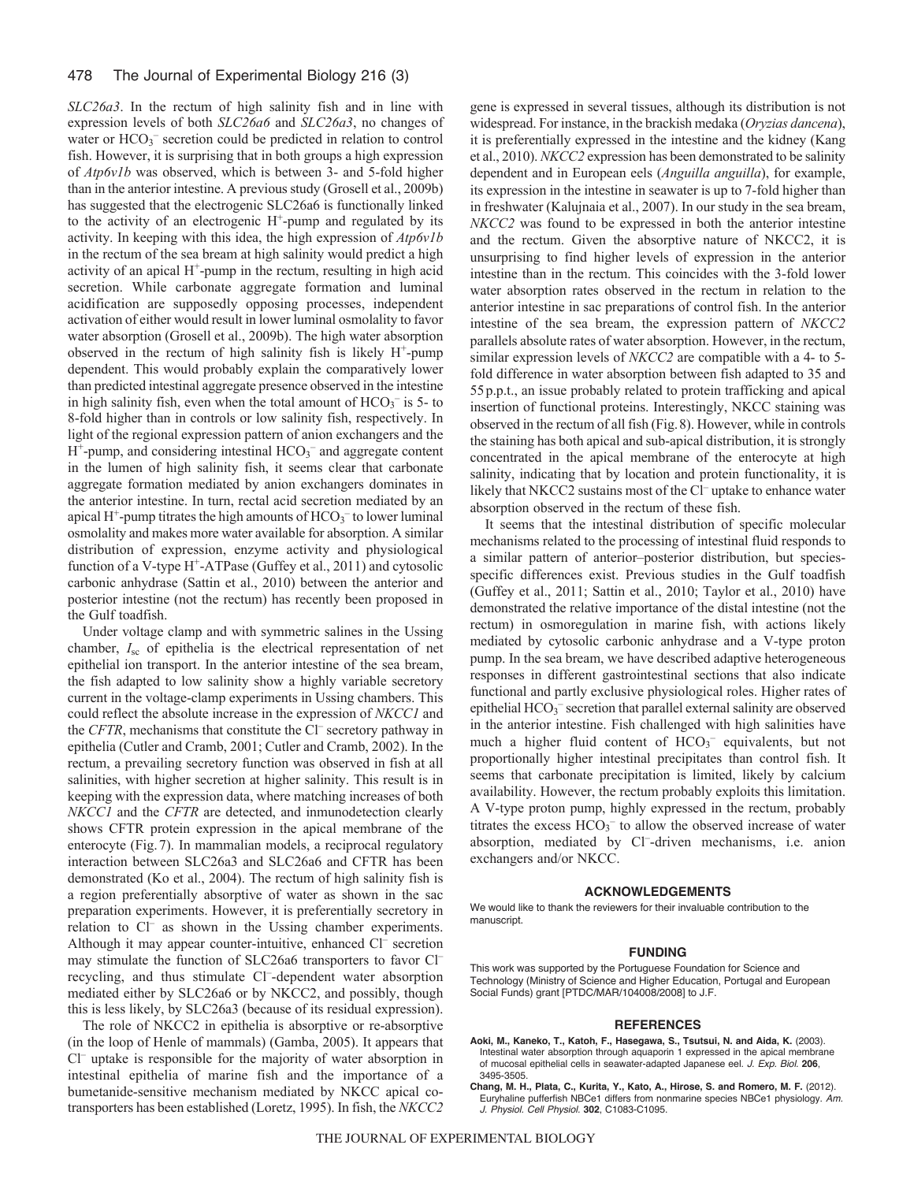*SLC26a3*. In the rectum of high salinity fish and in line with expression levels of both *SLC26a6* and *SLC26a3*, no changes of water or $HCO_3^-$ secretion could be predicted in relation to control fish. However, it is surprising that in both groups a high expression of *Atp6v1b* was observed, which is between 3- and 5-fold higher than in the anterior intestine. A previous study (Grosell et al., 2009b) has suggested that the electrogenic SLC26a6 is functionally linked to the activity of an electrogenic $H^+$-pump and regulated by its activity. In keeping with this idea, the high expression of *Atp6v1b* in the rectum of the sea bream at high salinity would predict a high activity of an apical $H^+$-pump in the rectum, resulting in high acid secretion. While carbonate aggregate formation and luminal acidification are supposedly opposing processes, independent activation of either would result in lower luminal osmolality to favor water absorption (Grosell et al., 2009b). The high water absorption observed in the rectum of high salinity fish is likely $H^+$-pump dependent. This would probably explain the comparatively lower than predicted intestinal aggregate presence observed in the intestine in high salinity fish, even when the total amount of $HCO_3^-$ is 5- to 8-fold higher than in controls or low salinity fish, respectively. In light of the regional expression pattern of anion exchangers and the $H^+$-pump, and considering intestinal $HCO_3^-$ and aggregate content in the lumen of high salinity fish, it seems clear that carbonate aggregate formation mediated by anion exchangers dominates in the anterior intestine. In turn, rectal acid secretion mediated by an apical $H^+$-pump titrates the high amounts of $HCO_3^-$ to lower luminal osmolality and makes more water available for absorption. A similar distribution of expression, enzyme activity and physiological function of a V-type $H^+$-ATPase (Guffey et al., 2011) and cytosolic carbonic anhydrase (Sattin et al., 2010) between the anterior and posterior intestine (not the rectum) has recently been proposed in the Gulf toadfish.

Under voltage clamp and with symmetric salines in the Ussing chamber, $I_{sc}$ of epithelia is the electrical representation of net epithelial ion transport. In the anterior intestine of the sea bream, the fish adapted to low salinity show a highly variable secretory current in the voltage-clamp experiments in Ussing chambers. This could reflect the absolute increase in the expression of *NKCC1* and the *CFTR*, mechanisms that constitute the $Cl^-$ secretory pathway in epithelia (Cutler and Cramb, 2001; Cutler and Cramb, 2002). In the rectum, a prevailing secretory function was observed in fish at all salinities, with higher secretion at higher salinity. This result is in keeping with the expression data, where matching increases of both *NKCC1* and the *CFTR* are detected, and inmunodetection clearly shows CFTR protein expression in the apical membrane of the enterocyte (Fig. 7). In mammalian models, a reciprocal regulatory interaction between SLC26a3 and SLC26a6 and CFTR has been demonstrated (Ko et al., 2004). The rectum of high salinity fish is a region preferentially absorptive of water as shown in the sac preparation experiments. However, it is preferentially secretory in relation to $Cl^-$ as shown in the Ussing chamber experiments. Although it may appear counter-intuitive, enhanced $Cl^-$ secretion may stimulate the function of SLC26a6 transporters to favor $Cl^-$ recycling, and thus stimulate $Cl^-$-dependent water absorption mediated either by SLC26a6 or by NKCC2, and possibly, though this is less likely, by SLC26a3 (because of its residual expression).

The role of NKCC2 in epithelia is absorptive or re-absorptive (in the loop of Henle of mammals) (Gamba, 2005). It appears that $Cl^-$ uptake is responsible for the majority of water absorption in intestinal epithelia of marine fish and the importance of a bumetanide-sensitive mechanism mediated by NKCC apical co-transporters has been established (Loretz, 1995). In fish, the *NKCC2* gene is expressed in several tissues, although its distribution is not widespread. For instance, in the brackish medaka (*Oryzias dancena*), it is preferentially expressed in the intestine and the kidney (Kang et al., 2010). *NKCC2* expression has been demonstrated to be salinity dependent and in European eels (*Anguilla anguilla*), for example, its expression in the intestine in seawater is up to 7-fold higher than in freshwater (Kalujnaia et al., 2007). In our study in the sea bream, *NKCC2* was found to be expressed in both the anterior intestine and the rectum. Given the absorptive nature of NKCC2, it is unsurprising to find higher levels of expression in the anterior intestine than in the rectum. This coincides with the 3-fold lower water absorption rates observed in the rectum in relation to the anterior intestine in sac preparations of control fish. In the anterior intestine of the sea bream, the expression pattern of *NKCC2* parallels absolute rates of water absorption. However, in the rectum, similar expression levels of *NKCC2* are compatible with a 4- to 5-fold difference in water absorption between fish adapted to 35 and 55 p.p.t., an issue probably related to protein trafficking and apical insertion of functional proteins. Interestingly, NKCC staining was observed in the rectum of all fish (Fig. 8). However, while in controls the staining has both apical and sub-apical distribution, it is strongly concentrated in the apical membrane of the enterocyte at high salinity, indicating that by location and protein functionality, it is likely that NKCC2 sustains most of the $Cl^-$ uptake to enhance water absorption observed in the rectum of these fish.

It seems that the intestinal distribution of specific molecular mechanisms related to the processing of intestinal fluid responds to a similar pattern of anterior–posterior distribution, but species-specific differences exist. Previous studies in the Gulf toadfish (Guffey et al., 2011; Sattin et al., 2010; Taylor et al., 2010) have demonstrated the relative importance of the distal intestine (not the rectum) in osmoregulation in marine fish, with actions likely mediated by cytosolic carbonic anhydrase and a V-type proton pump. In the sea bream, we have described adaptive heterogeneous responses in different gastrointestinal sections that also indicate functional and partly exclusive physiological roles. Higher rates of epithelial $HCO_3^-$ secretion that parallel external salinity are observed in the anterior intestine. Fish challenged with high salinities have much a higher fluid content of $HCO_3^-$ equivalents, but not proportionally higher intestinal precipitates than control fish. It seems that carbonate precipitation is limited, likely by calcium availability. However, the rectum probably exploits this limitation. A V-type proton pump, highly expressed in the rectum, probably titrates the excess $HCO_3^-$ to allow the observed increase of water absorption, mediated by $Cl^-$-driven mechanisms, i.e. anion exchangers and/or NKCC.

## ACKNOWLEDGEMENTS

We would like to thank the reviewers for their invaluable contribution to the manuscript.

## FUNDING

This work was supported by the Portuguese Foundation for Science and Technology (Ministry of Science and Higher Education, Portugal and European Social Funds) grant [PTDC/MAR/104008/2008] to J.F.

## REFERENCES

**Aoki, M., Kaneko, T., Katoh, F., Hasegawa, S., Tsutsui, N. and Aida, K.** (2003). Intestinal water absorption through aquaporin 1 expressed in the apical membrane of mucosal epithelial cells in seawater-adapted Japanese eel. *J. Exp. Biol.* **206**, 3495-3505.

**Chang, M. H., Plata, C., Kurita, Y., Kato, A., Hirose, S. and Romero, M. F.** (2012). Euryhaline pufferfish NBCe1 differs from nonmarine species NBCe1 physiology. *Am. J. Physiol. Cell Physiol.* **302**, C1083-C1095.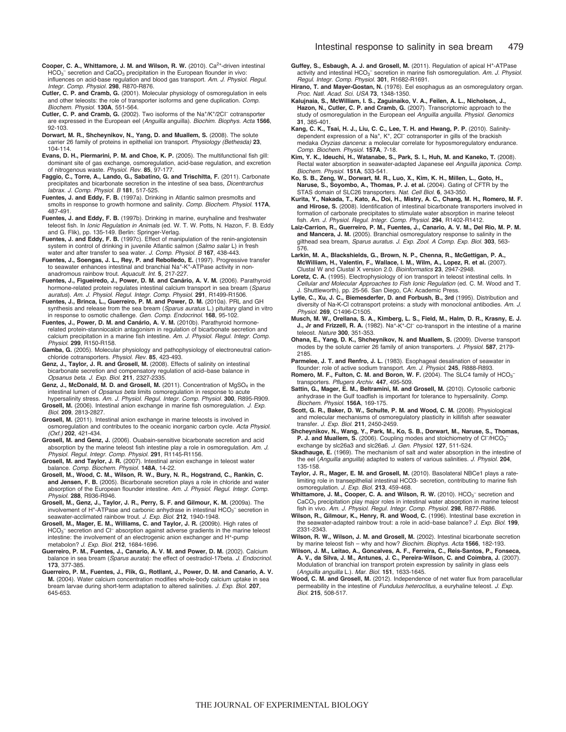**Cooper, C. A., Whittamore, J. M. and Wilson, R. W.** (2010). $Ca^{2+}$-driven intestinal $HCO_3^-$ secretion and $CaCO_3$ precipitation in the European flounder in vivo: influences on acid-base regulation and blood gas transport. *Am. J. Physiol. Regul. Integr. Comp. Physiol.* **298**, R870-R876.

**Cutler, C. P. and Cramb, G.** (2001). Molecular physiology of osmoregulation in eels and other teleosts: the role of transporter isoforms and gene duplication. *Comp. Biochem. Physiol.* **130A**, 551-564.

**Cutler, C. P. and Cramb, G.** (2002). Two isoforms of the $Na^+/K^+/2Cl^-$ cotransporter are expressed in the European eel (*Anguilla* anguilla). *Biochim. Biophys. Acta* **1566**, 92-103.

**Dorwart, M. R., Shcheynikov, N., Yang, D. and Muallem, S.** (2008). The solute carrier 26 family of proteins in epithelial ion transport. *Physiology (Bethesda)* **23**, 104-114.

**Evans, D. H., Piermarini, P. M. and Choe, K. P.** (2005). The multifunctional fish gill: dominant site of gas exchange, osmoregulation, acid-base regulation, and excretion of nitrogenous waste. *Physiol. Rev.* **85**, 97-177.

**Faggio, C., Torre, A., Lando, G., Sabatino, G. and Trischitta, F.** (2011). Carbonate precipitates and bicarbonate secretion in the intestine of sea bass, *Dicentrarchus labrax*. *J. Comp. Physiol. B* **181**, 517-525.

**Fuentes, J. and Eddy, F. B.** (1997a). Drinking in Atlantic salmon presmolts and smolts in response to growth hormone and salinity. *Comp. Biochem. Physiol.* **117A**, 487-491.

**Fuentes, J. and Eddy, F. B.** (1997b). Drinking in marine, euryhaline and freshwater teleost fish. In *Ionic Regulation in Animals* (ed. W. T. W. Potts, N. Hazon, F. B. Eddy and G. Flik), pp. 135-149. Berlin: Springer-Verlag.

**Fuentes, J. and Eddy, F. B.** (1997c). Effect of manipulation of the renin-angiotensin system in control of drinking in juvenile Atlantic salmon (*Salmo salar* L) in fresh water and after transfer to sea water. *J. Comp. Physiol. B* **167**, 438-443.

**Fuentes, J., Soengas, J. L., Rey, P. and Rebolledo, E.** (1997). Progressive transfer to seawater enhances intestinal and branchial $Na^+$-$K^+$-ATPase activity in non-anadromous rainbow trout. *Aquacult. Int.* **5**, 217-227.

**Fuentes, J., Figueiredo, J., Power, D. M. and Canário, A. V. M.** (2006). Parathyroid hormone-related protein regulates intestinal calcium transport in sea bream (*Sparus auratus*). *Am. J. Physiol. Regul. Integr. Comp. Physiol.* **291**, R1499-R1506.

**Fuentes, J., Brinca, L., Guerreiro, P. M. and Power, D. M.** (2010a). PRL and GH synthesis and release from the sea bream (*Sparus auratus* L.) pituitary gland in vitro in response to osmotic challenge. *Gen. Comp. Endocrinol.* **168**, 95-102.

**Fuentes, J., Power, D. M. and Canário, A. V. M.** (2010b). Parathyroid hormone-related protein-stanniocalcin antagonism in regulation of bicarbonate secretion and calcium precipitation in a marine fish intestine. *Am. J. Physiol. Regul. Integr. Comp. Physiol.* **299**, R150-R158.

**Gamba, G.** (2005). Molecular physiology and pathophysiology of electroneutral cation-chloride cotransporters. *Physiol. Rev.* **85**, 423-493.

**Genz, J., Taylor, J. R. and Grosell, M.** (2008). Effects of salinity on intestinal bicarbonate secretion and compensatory regulation of acid–base balance in *Opsanus beta*. *J. Exp. Biol.* **211**, 2327-2335.

**Genz, J., McDonald, M. D. and Grosell, M.** (2011). Concentration of $MgSO_4$ in the intestinal lumen of *Opsanus beta* limits osmoregulation in response to acute hypersalinity stress. *Am. J. Physiol. Regul. Integr. Comp. Physiol.* **300**, R895-R909.

**Grosell, M.** (2006). Intestinal anion exchange in marine fish osmoregulation. *J. Exp. Biol.* **209**, 2813-2827.

**Grosell, M.** (2011). Intestinal anion exchange in marine teleosts is involved in osmoregulation and contributes to the oceanic inorganic carbon cycle. *Acta Physiol. (Oxf.)* **202**, 421-434.

**Grosell, M. and Genz, J.** (2006). Ouabain-sensitive bicarbonate secretion and acid absorption by the marine teleost fish intestine play a role in osmoregulation. *Am. J. Physiol. Regul. Integr. Comp. Physiol.* **291**, R1145-R1156.

**Grosell, M. and Taylor, J. R.** (2007). Intestinal anion exchange in teleost water balance. *Comp. Biochem. Physiol.* **148A**, 14-22.

**Grosell, M., Wood, C. M., Wilson, R. W., Bury, N. R., Hogstrand, C., Rankin, C. and Jensen, F. B.** (2005). Bicarbonate secretion plays a role in chloride and water absorption of the European flounder intestine. *Am. J. Physiol. Regul. Integr. Comp. Physiol.* **288**, R936-R946.

**Grosell, M., Genz, J., Taylor, J. R., Perry, S. F. and Gilmour, K. M.** (2009a). The involvement of $H^+$-ATPase and carbonic anhydrase in intestinal $HCO_3^-$ secretion in seawater-acclimated rainbow trout. *J. Exp. Biol.* **212**, 1940-1948.

**Grosell, M., Mager, E. M., Williams, C. and Taylor, J. R.** (2009b). High rates of $HCO_3^-$ secretion and $Cl^-$ absorption against adverse gradients in the marine teleost intestine: the involvement of an electrogenic anion exchanger and $H^+$-pump metabolon? *J. Exp. Biol.* **212**, 1684-1696.

**Guerreiro, P. M., Fuentes, J., Canario, A. V. M. and Power, D. M.** (2002). Calcium balance in sea bream (*Sparus aurata*): the effect of oestradiol-17beta. *J. Endocrinol.* **173**, 377-385.

**Guerreiro, P. M., Fuentes, J., Flik, G., Rotllant, J., Power, D. M. and Canario, A. V. M.** (2004). Water calcium concentration modifies whole-body calcium uptake in sea bream larvae during short-term adaptation to altered salinities. *J. Exp. Biol.* **207**, 645-653.

**Guffey, S., Esbaugh, A. J. and Grosell, M.** (2011). Regulation of apical $H^+$-ATPase activity and intestinal $HCO_3^-$ secretion in marine fish osmoregulation. *Am. J. Physiol. Regul. Integr. Comp. Physiol.* **301**, R1682-R1691.

**Hirano, T. and Mayer-Gostan, N.** (1976). Eel esophagus as an osmoregulatory organ. *Proc. Natl. Acad. Sci. USA* **73**, 1348-1350.

**Kalujnaia, S., McWilliam, I. S., Zaguinaiko, V. A., Feilen, A. L., Nicholson, J., Hazon, N., Cutler, C. P. and Cramb, G.** (2007). Transcriptomic approach to the study of osmoregulation in the European eel *Anguilla anguilla*. *Physiol. Genomics* **31**, 385-401.

**Kang, C. K., Tsai, H. J., Liu, C. C., Lee, T. H. and Hwang, P. P.** (2010). Salinity-dependent expression of a $Na^+$, $K^+$, $2Cl^-$ cotransporter in gills of the brackish medaka *Oryzias dancena*: a molecular correlate for hyposmoregulatory endurance. *Comp. Biochem. Physiol.* **157A**, 7-18.

**Kim, Y. K., Ideuchi, H., Watanabe, S., Park, S. I., Huh, M. and Kaneko, T.** (2008). Rectal water absorption in seawater-adapted Japanese eel *Anguilla japonica*. *Comp. Biochem. Physiol.* **151A**, 533-541.

**Ko, S. B., Zeng, W., Dorwart, M. R., Luo, X., Kim, K. H., Millen, L., Goto, H., Naruse, S., Soyombo, A., Thomas, P. J. et al.** (2004). Gating of CFTR by the STAS domain of SLC26 transporters. *Nat. Cell Biol.* **6**, 343-350.

**Kurita, Y., Nakada, T., Kato, A., Doi, H., Mistry, A. C., Chang, M. H., Romero, M. F. and Hirose, S.** (2008). Identification of intestinal bicarbonate transporters involved in formation of carbonate precipitates to stimulate water absorption in marine teleost fish. *Am. J. Physiol. Regul. Integr. Comp. Physiol.* **294**, R1402-R1412.

**Laiz-Carrion, R., Guerreiro, P. M., Fuentes, J., Canario, A. V. M., Del Rio, M. P. M. and Mancera, J. M.** (2005). Branchial osmoregulatory response to salinity in the gilthead sea bream, *Sparus auratus*. *J. Exp. Zool. A Comp. Exp. Biol.* **303**, 563-576.

**Larkin, M. A., Blackshields, G., Brown, N. P., Chenna, R., McGettigan, P. A., McWilliam, H., Valentin, F., Wallace, I. M., Wilm, A., Lopez, R. et al.** (2007). Clustal W and Clustal X version 2.0. *Bioinformatics* **23**, 2947-2948.

**Loretz, C. A.** (1995). Electrophysiology of ion transport in teleost intestinal cells. In *Cellular and Molecular Approaches to Fish Ionic Regulation* (ed. C. M. Wood and T. J. Shuttleworth), pp. 25-56. San Diego, CA: Academic Press.

**Lytle, C., Xu, J. C., Biemesderfer, D. and Forbush, B., 3rd** (1995). Distribution and diversity of Na-K-Cl cotransport proteins: a study with monoclonal antibodies. *Am. J. Physiol.* **269**, C1496-C1505.

**Musch, M. W., Orellana, S. A., Kimberg, L. S., Field, M., Halm, D. R., Krasny, E. J. J., Jr and Frizzell, R. A.** (1982). $Na^+$-$K^+$-$Cl^-$ co-transport in the intestine of a marine teleost. *Nature* **300**, 351-353.

**Ohana, E., Yang, D. K., Shcheynikov, N. and Muallem, S.** (2009). Diverse transport modes by the solute carrier 26 family of anion transporters. *J. Physiol.* **587**, 2179-2185.

**Parmelee, J. T. and Renfro, J. L.** (1983). Esophageal desalination of seawater in flounder: role of active sodium transport. *Am. J. Physiol.* **245**, R888-R893.

**Romero, M. F., Fulton, C. M. and Boron, W. F.** (2004). The SLC4 family of $HCO_3^-$ transporters. *Pflugers Archiv.* **447**, 495-509.

**Sattin, G., Mager, E. M., Beltramini, M. and Grosell, M.** (2010). Cytosolic carbonic anhydrase in the Gulf toadfish is important for tolerance to hypersalinity. *Comp. Biochem. Physiol.* **156A**, 169-175.

**Scott, G. R., Baker, D. W., Schulte, P. M. and Wood, C. M.** (2008). Physiological and molecular mechanisms of osmoregulatory plasticity in killifish after seawater transfer. *J. Exp. Biol.* **211**, 2450-2459.

**Shcheynikov, N., Wang, Y., Park, M., Ko, S. B., Dorwart, M., Naruse, S., Thomas, P. J. and Muallem, S.** (2006). Coupling modes and stoichiometry of $Cl^-/HCO_3^-$ exchange by slc26a3 and slc26a6. *J. Gen. Physiol.* **127**, 511-524.

**Skadhauge, E.** (1969). The mechanism of salt and water absorption in the intestine of the eel (*Anguilla anguilla*) adapted to waters of various salinities. *J. Physiol.* **204**, 135-158.

**Taylor, J. R., Mager, E. M. and Grosell, M.** (2010). Basolateral NBCe1 plays a rate-limiting role in transepithelial intestinal HCO3- secretion, contributing to marine fish osmoregulation. *J. Exp. Biol.* **213**, 459-468.

**Whittamore, J. M., Cooper, C. A. and Wilson, R. W.** (2010). $HCO_3^-$ secretion and $CaCO_3$ precipitation play major roles in intestinal water absorption in marine teleost fish in vivo. *Am. J. Physiol. Regul. Integr. Comp. Physiol.* **298**, R877-R886.

**Wilson, R., Gilmour, K., Henry, R. and Wood, C.** (1996). Intestinal base excretion in the seawater-adapted rainbow trout: a role in acid–base balance? *J. Exp. Biol.* **199**, 2331-2343.

**Wilson, R. W., Wilson, J. M. and Grosell, M.** (2002). Intestinal bicarbonate secretion by marine teleost fish – why and how? *Biochim. Biophys. Acta* **1566**, 182-193.

**Wilson, J. M., Leitao, A., Goncalves, A. F., Ferreira, C., Reis-Santos, P., Fonseca, A. V., da Silva, J. M., Antunes, J. C., Pereira-Wilson, C. and Coimbra, J.** (2007). Modulation of branchial ion transport protein expression by salinity in glass eels (*Anguilla anguilla* L.). *Mar. Biol.* **151**, 1633-1645.

**Wood, C. M. and Grosell, M.** (2012). Independence of net water flux from paracellular permeability in the intestine of *Fundulus heteroclitus*, a euryhaline teleost. *J. Exp. Biol.* **215**, 508-517.